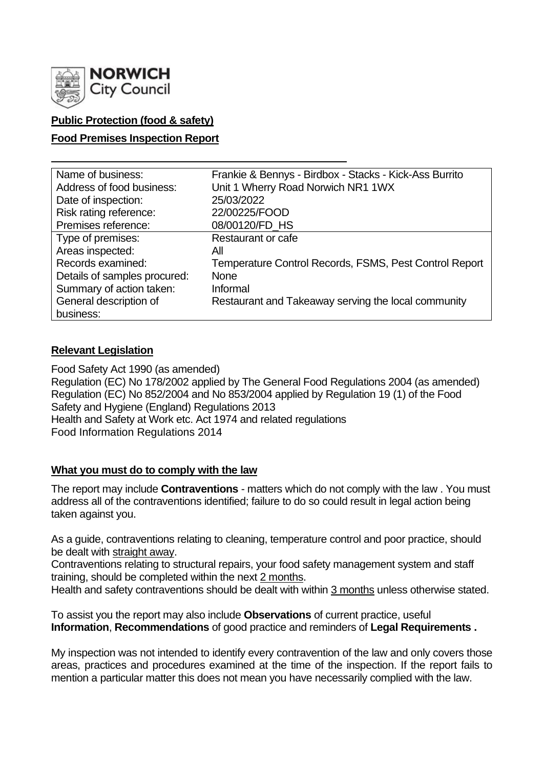NORWICH City Council

**Public Protection (food & safety)**

**Food Premises Inspection Report**

| | |
|---|---|
| Name of business: | Frankie & Bennys - Birdbox - Stacks - Kick-Ass Burrito |
| Address of food business: | Unit 1 Wherry Road Norwich NR1 1WX |
| Date of inspection: | 25/03/2022 |
| Risk rating reference: | 22/00225/FOOD |
| Premises reference: | 08/00120/FD_HS |
| Type of premises: | Restaurant or cafe |
| Areas inspected: | All |
| Records examined: | Temperature Control Records, FSMS, Pest Control Report |
| Details of samples procured: | None |
| Summary of action taken: | Informal |
| General description of business: | Restaurant and Takeaway serving the local community |

## Relevant Legislation

Food Safety Act 1990 (as amended)
Regulation (EC) No 178/2002 applied by The General Food Regulations 2004 (as amended)
Regulation (EC) No 852/2004 and No 853/2004 applied by Regulation 19 (1) of the Food Safety and Hygiene (England) Regulations 2013
Health and Safety at Work etc. Act 1974 and related regulations
Food Information Regulations 2014

## What you must do to comply with the law

The report may include **Contraventions** - matters which do not comply with the law . You must address all of the contraventions identified; failure to do so could result in legal action being taken against you.

As a guide, contraventions relating to cleaning, temperature control and poor practice, should be dealt with straight away.
Contraventions relating to structural repairs, your food safety management system and staff training, should be completed within the next 2 months.
Health and safety contraventions should be dealt with within 3 months unless otherwise stated.

To assist you the report may also include **Observations** of current practice, useful **Information**, **Recommendations** of good practice and reminders of **Legal Requirements .**

My inspection was not intended to identify every contravention of the law and only covers those areas, practices and procedures examined at the time of the inspection. If the report fails to mention a particular matter this does not mean you have necessarily complied with the law.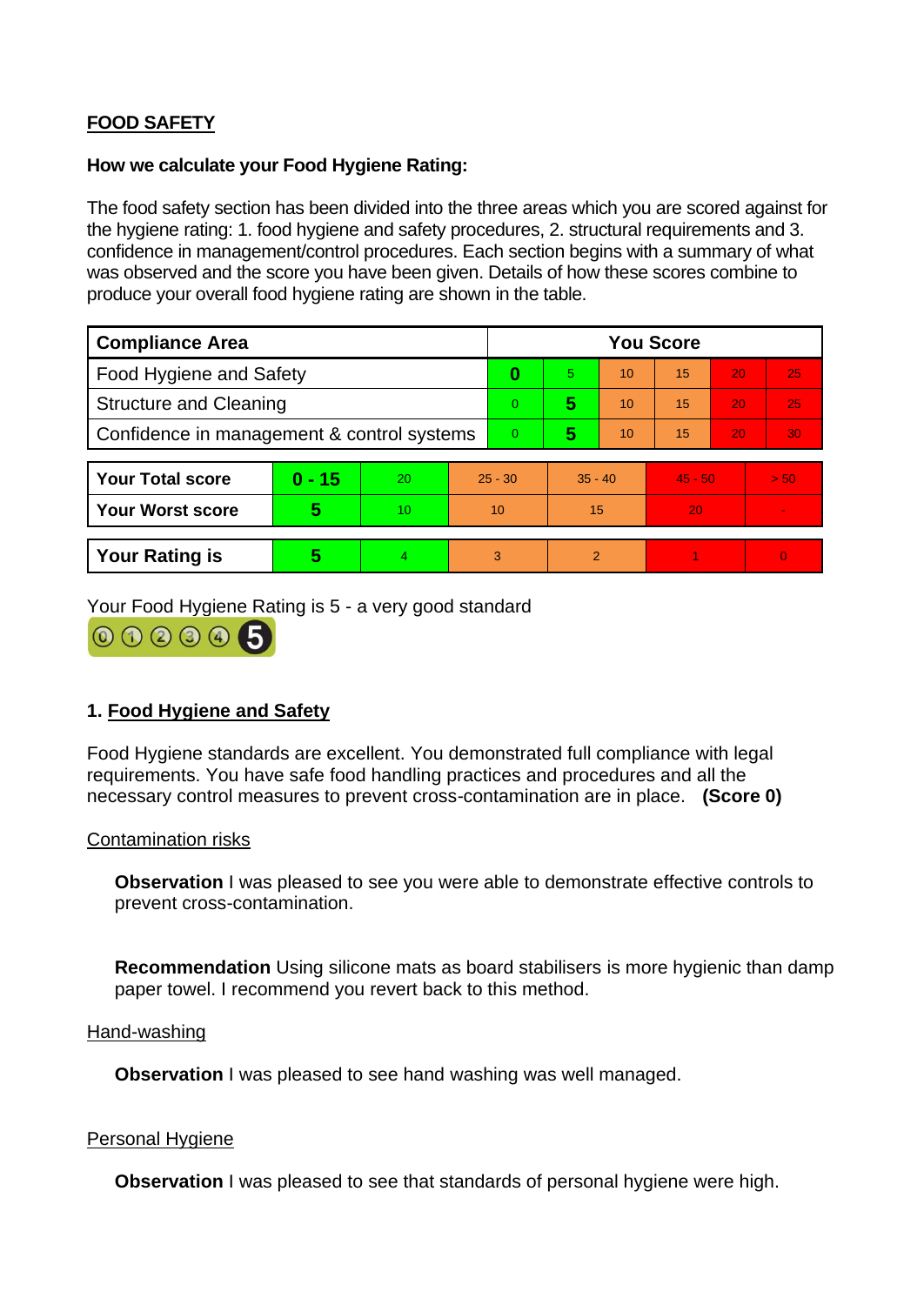## FOOD SAFETY

### How we calculate your Food Hygiene Rating:

The food safety section has been divided into the three areas which you are scored against for the hygiene rating: 1. food hygiene and safety procedures, 2. structural requirements and 3. confidence in management/control procedures. Each section begins with a summary of what was observed and the score you have been given. Details of how these scores combine to produce your overall food hygiene rating are shown in the table.

| Compliance Area | You Score | | | | | |
|---|---|---|---|---|---|---|
| Food Hygiene and Safety | **0** | 5 | 10 | 15 | 20 | 25 |
| Structure and Cleaning | 0 | **5** | 10 | 15 | 20 | 25 |
| Confidence in management & control systems | 0 | **5** | 10 | 15 | 20 | 30 |

| | | | | | | |
|---|---|---|---|---|---|---|
| **Your Total score** | **0 - 15** | 20 | 25 - 30 | 35 - 40 | 45 - 50 | > 50 |
| **Your Worst score** | **5** | 10 | 10 | 15 | 20 | - |

| | | | | | | |
|---|---|---|---|---|---|---|
| **Your Rating is** | **5** | 4 | 3 | 2 | 1 | 0 |

Your Food Hygiene Rating is 5 - a very good standard

### 1. Food Hygiene and Safety

Food Hygiene standards are excellent. You demonstrated full compliance with legal requirements. You have safe food handling practices and procedures and all the necessary control measures to prevent cross-contamination are in place. **(Score 0)**

Contamination risks

**Observation** I was pleased to see you were able to demonstrate effective controls to prevent cross-contamination.

**Recommendation** Using silicone mats as board stabilisers is more hygienic than damp paper towel. I recommend you revert back to this method.

Hand-washing

**Observation** I was pleased to see hand washing was well managed.

Personal Hygiene

**Observation** I was pleased to see that standards of personal hygiene were high.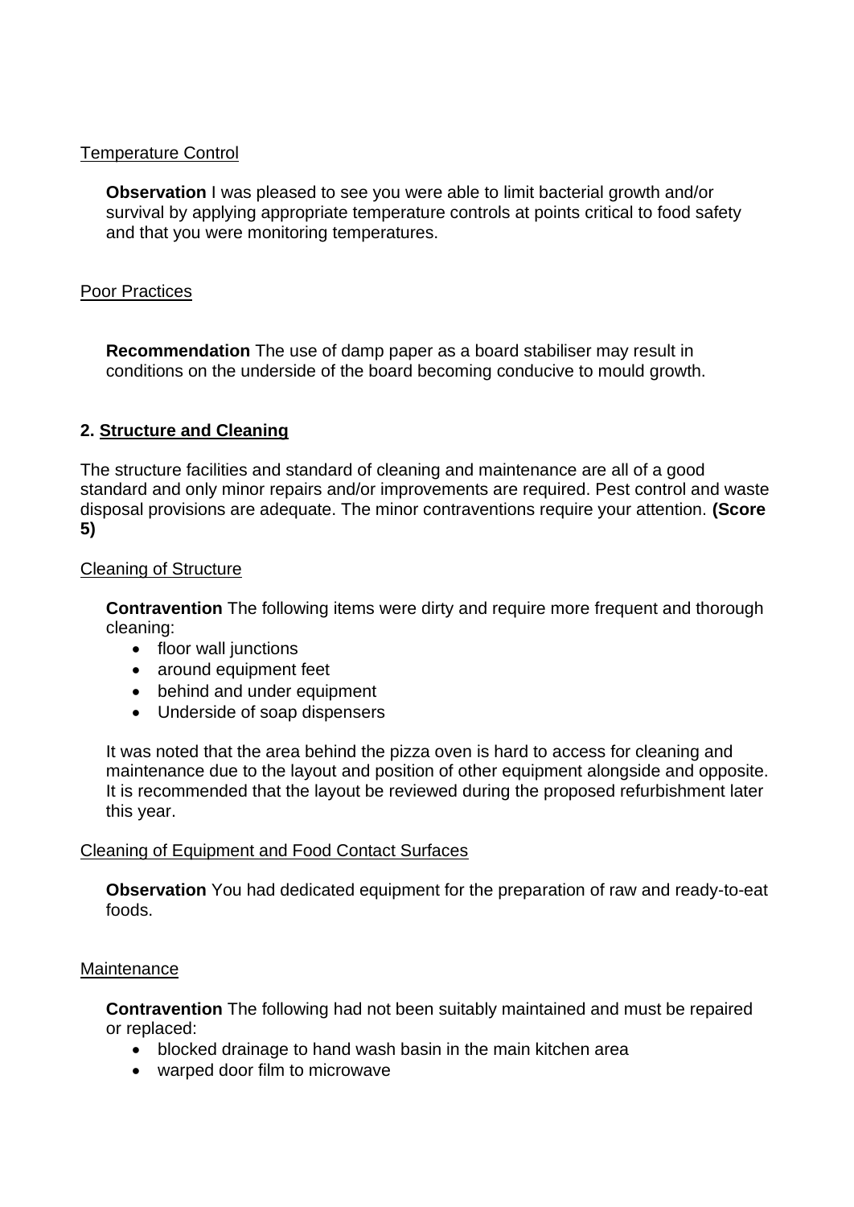<u>Temperature Control</u>

**Observation** I was pleased to see you were able to limit bacterial growth and/or survival by applying appropriate temperature controls at points critical to food safety and that you were monitoring temperatures.

<u>Poor Practices</u>

**Recommendation** The use of damp paper as a board stabiliser may result in conditions on the underside of the board becoming conducive to mould growth.

## 2. Structure and Cleaning

The structure facilities and standard of cleaning and maintenance are all of a good standard and only minor repairs and/or improvements are required. Pest control and waste disposal provisions are adequate. The minor contraventions require your attention. **(Score 5)**

<u>Cleaning of Structure</u>

**Contravention** The following items were dirty and require more frequent and thorough cleaning:

- floor wall junctions
- around equipment feet
- behind and under equipment
- Underside of soap dispensers

It was noted that the area behind the pizza oven is hard to access for cleaning and maintenance due to the layout and position of other equipment alongside and opposite. It is recommended that the layout be reviewed during the proposed refurbishment later this year.

<u>Cleaning of Equipment and Food Contact Surfaces</u>

**Observation** You had dedicated equipment for the preparation of raw and ready-to-eat foods.

<u>Maintenance</u>

**Contravention** The following had not been suitably maintained and must be repaired or replaced:

- blocked drainage to hand wash basin in the main kitchen area
- warped door film to microwave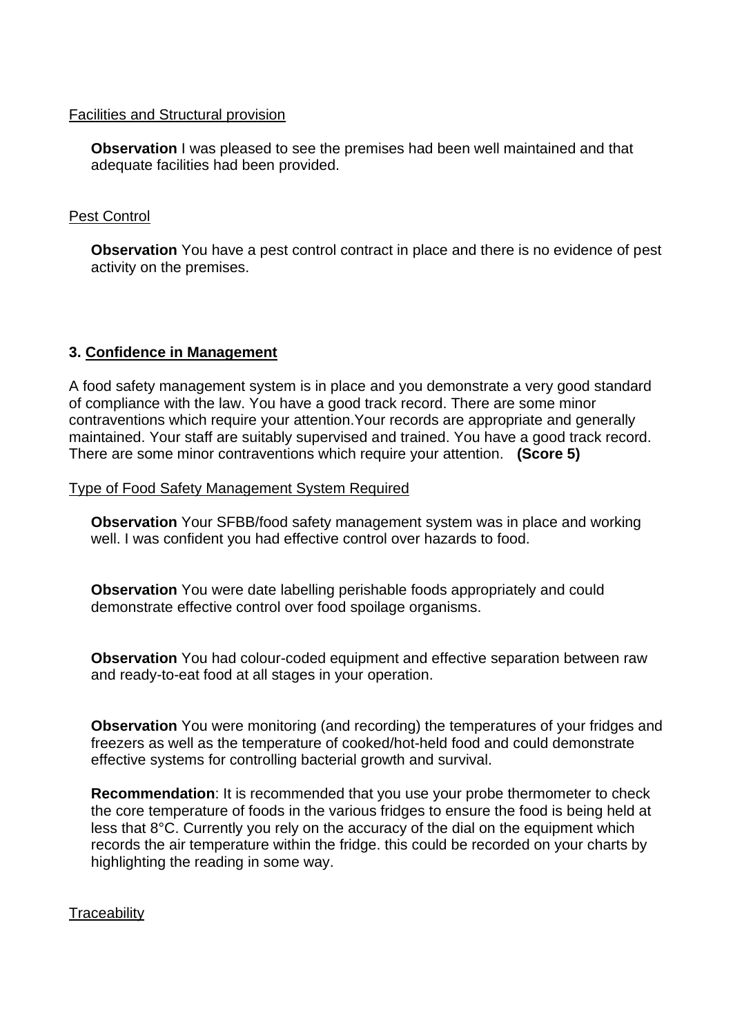Facilities and Structural provision

**Observation** I was pleased to see the premises had been well maintained and that adequate facilities had been provided.

Pest Control

**Observation** You have a pest control contract in place and there is no evidence of pest activity on the premises.

### 3. Confidence in Management

A food safety management system is in place and you demonstrate a very good standard of compliance with the law. You have a good track record. There are some minor contraventions which require your attention.Your records are appropriate and generally maintained. Your staff are suitably supervised and trained. You have a good track record. There are some minor contraventions which require your attention. **(Score 5)**

Type of Food Safety Management System Required

**Observation** Your SFBB/food safety management system was in place and working well. I was confident you had effective control over hazards to food.

**Observation** You were date labelling perishable foods appropriately and could demonstrate effective control over food spoilage organisms.

**Observation** You had colour-coded equipment and effective separation between raw and ready-to-eat food at all stages in your operation.

**Observation** You were monitoring (and recording) the temperatures of your fridges and freezers as well as the temperature of cooked/hot-held food and could demonstrate effective systems for controlling bacterial growth and survival.

**Recommendation**: It is recommended that you use your probe thermometer to check the core temperature of foods in the various fridges to ensure the food is being held at less that 8°C. Currently you rely on the accuracy of the dial on the equipment which records the air temperature within the fridge. this could be recorded on your charts by highlighting the reading in some way.

Traceability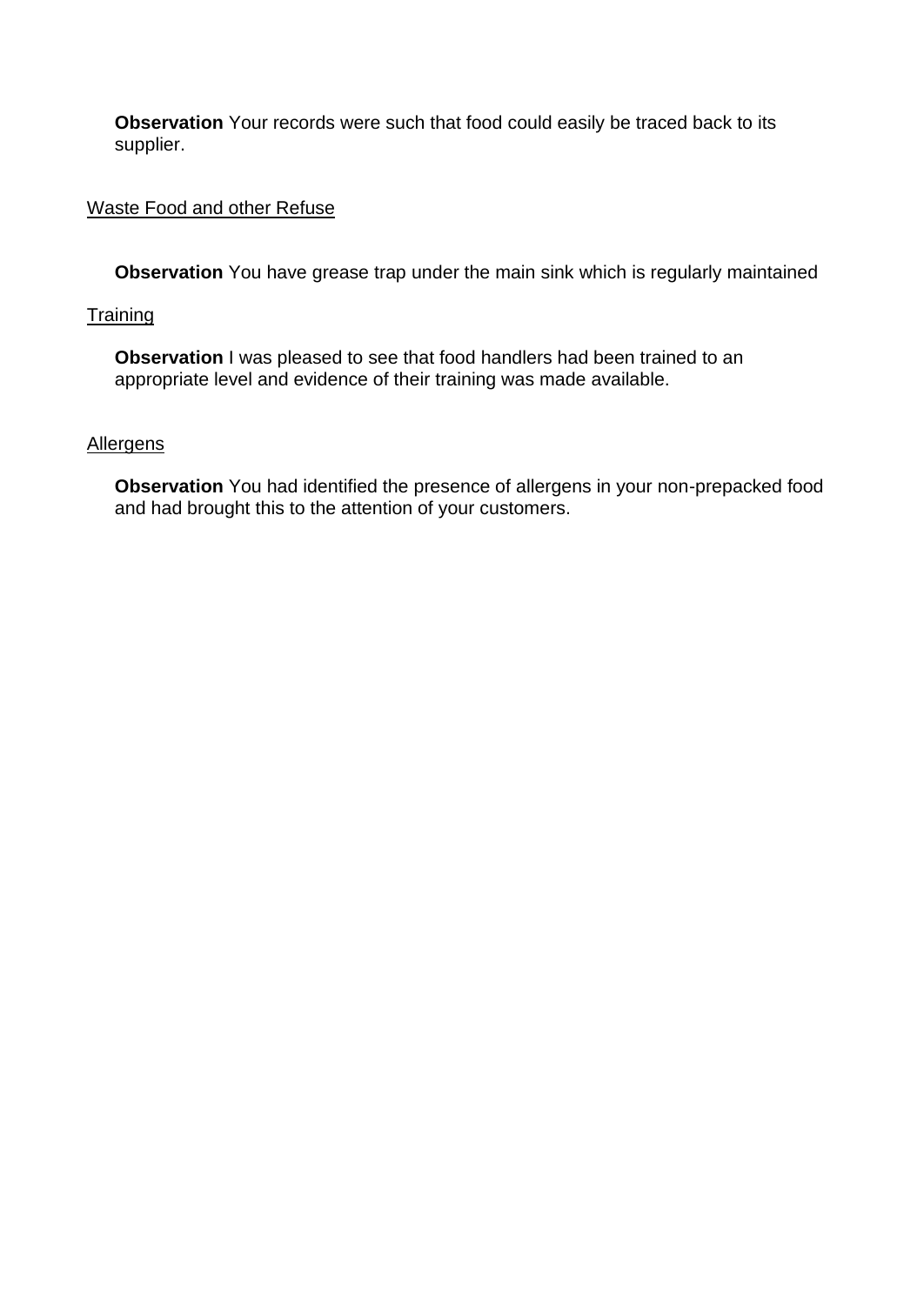**Observation** Your records were such that food could easily be traced back to its supplier.

Waste Food and other Refuse

**Observation** You have grease trap under the main sink which is regularly maintained

Training

**Observation** I was pleased to see that food handlers had been trained to an appropriate level and evidence of their training was made available.

Allergens

**Observation** You had identified the presence of allergens in your non-prepacked food and had brought this to the attention of your customers.